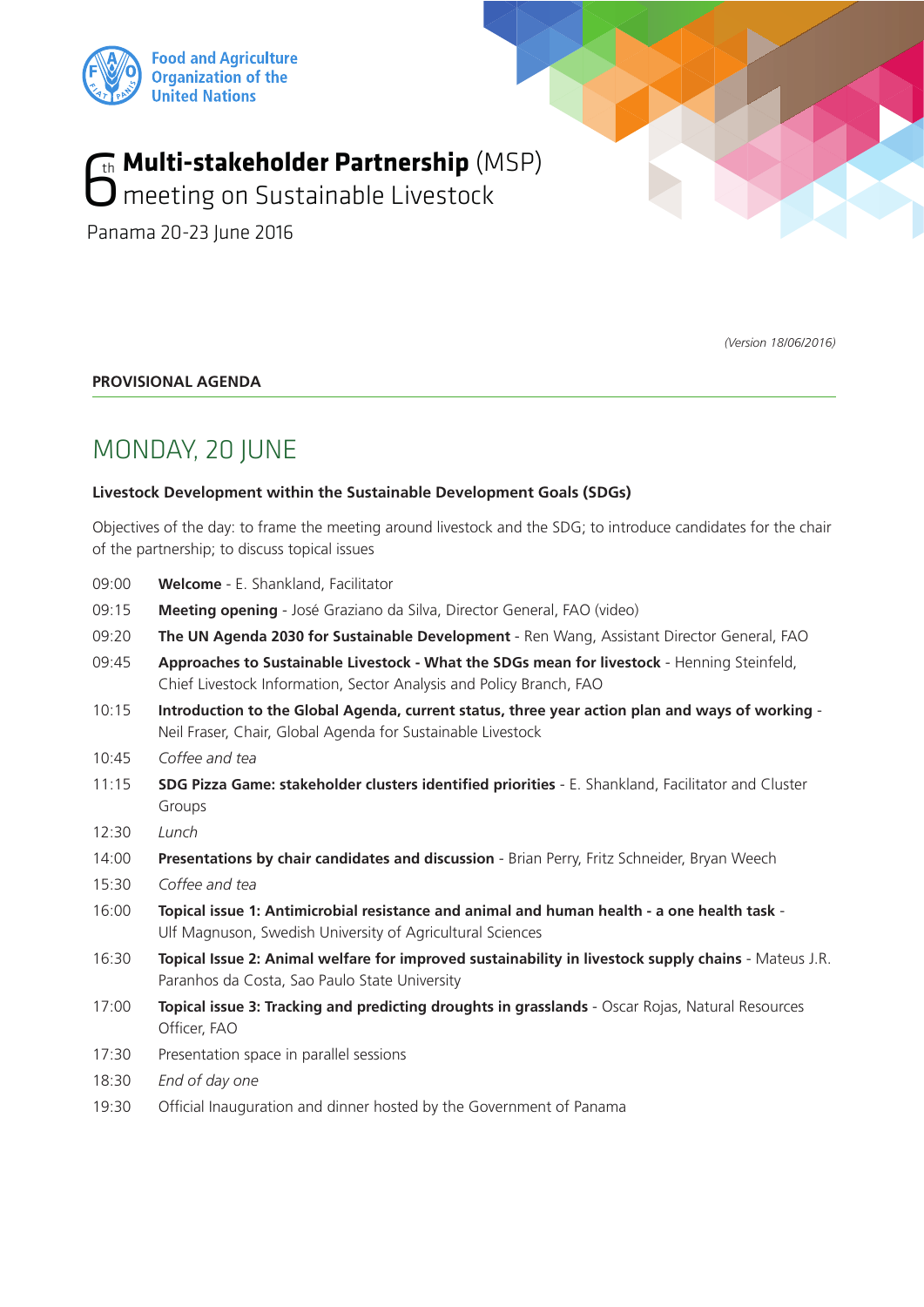Food and Agriculture Organization of the United Nations

# 6th **Multi-stakeholder Partnership** (MSP) meeting on Sustainable Livestock

Panama 20-23 June 2016

*(Version 18/06/2016)*

**PROVISIONAL AGENDA**

## MONDAY, 20 JUNE

**Livestock Development within the Sustainable Development Goals (SDGs)**

Objectives of the day: to frame the meeting around livestock and the SDG; to introduce candidates for the chair of the partnership; to discuss topical issues

09:00 **Welcome** - E. Shankland, Facilitator

09:15 **Meeting opening** - José Graziano da Silva, Director General, FAO (video)

09:20 **The UN Agenda 2030 for Sustainable Development** - Ren Wang, Assistant Director General, FAO

09:45 **Approaches to Sustainable Livestock - What the SDGs mean for livestock** - Henning Steinfeld, Chief Livestock Information, Sector Analysis and Policy Branch, FAO

10:15 **Introduction to the Global Agenda, current status, three year action plan and ways of working** - Neil Fraser, Chair, Global Agenda for Sustainable Livestock

10:45 *Coffee and tea*

11:15 **SDG Pizza Game: stakeholder clusters identified priorities** - E. Shankland, Facilitator and Cluster Groups

12:30 *Lunch*

14:00 **Presentations by chair candidates and discussion** - Brian Perry, Fritz Schneider, Bryan Weech

15:30 *Coffee and tea*

16:00 **Topical issue 1: Antimicrobial resistance and animal and human health - a one health task** - Ulf Magnuson, Swedish University of Agricultural Sciences

16:30 **Topical Issue 2: Animal welfare for improved sustainability in livestock supply chains** - Mateus J.R. Paranhos da Costa, Sao Paulo State University

17:00 **Topical issue 3: Tracking and predicting droughts in grasslands** - Oscar Rojas, Natural Resources Officer, FAO

17:30 Presentation space in parallel sessions

18:30 *End of day one*

19:30 Official Inauguration and dinner hosted by the Government of Panama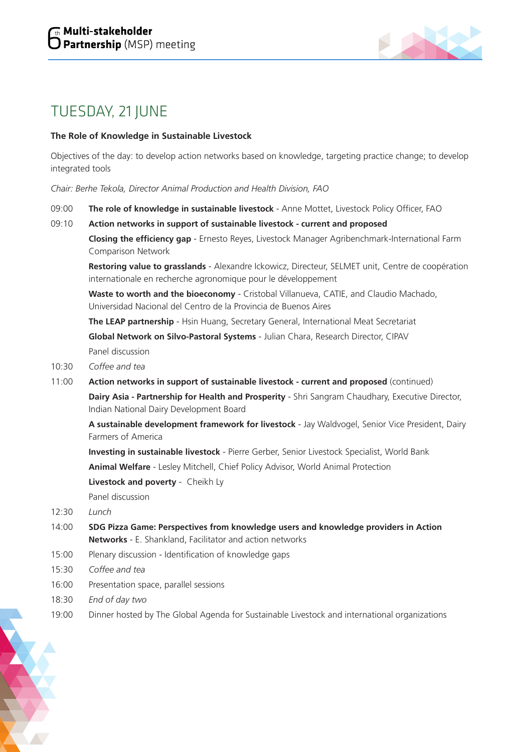# TUESDAY, 21 JUNE

**The Role of Knowledge in Sustainable Livestock**

Objectives of the day: to develop action networks based on knowledge, targeting practice change; to develop integrated tools

*Chair: Berhe Tekola, Director Animal Production and Health Division, FAO*

09:00 **The role of knowledge in sustainable livestock** - Anne Mottet, Livestock Policy Officer, FAO

09:10 **Action networks in support of sustainable livestock - current and proposed**

**Closing the efficiency gap** - Ernesto Reyes, Livestock Manager Agribenchmark-International Farm Comparison Network

**Restoring value to grasslands** - Alexandre Ickowicz, Directeur, SELMET unit, Centre de coopération internationale en recherche agronomique pour le développement

**Waste to worth and the bioeconomy** - Cristobal Villanueva, CATIE, and Claudio Machado, Universidad Nacional del Centro de la Provincia de Buenos Aires

**The LEAP partnership** - Hsin Huang, Secretary General, International Meat Secretariat

**Global Network on Silvo-Pastoral Systems** - Julian Chara, Research Director, CIPAV

Panel discussion

10:30 *Coffee and tea*

11:00 **Action networks in support of sustainable livestock - current and proposed** (continued)

**Dairy Asia - Partnership for Health and Prosperity** - Shri Sangram Chaudhary, Executive Director, Indian National Dairy Development Board

**A sustainable development framework for livestock** - Jay Waldvogel, Senior Vice President, Dairy Farmers of America

**Investing in sustainable livestock** - Pierre Gerber, Senior Livestock Specialist, World Bank

**Animal Welfare** - Lesley Mitchell, Chief Policy Advisor, World Animal Protection

**Livestock and poverty** - Cheikh Ly

Panel discussion

12:30 *Lunch*

14:00 **SDG Pizza Game: Perspectives from knowledge users and knowledge providers in Action Networks** - E. Shankland, Facilitator and action networks

15:00 Plenary discussion - Identification of knowledge gaps

15:30 *Coffee and tea*

16:00 Presentation space, parallel sessions

18:30 *End of day two*

19:00 Dinner hosted by The Global Agenda for Sustainable Livestock and international organizations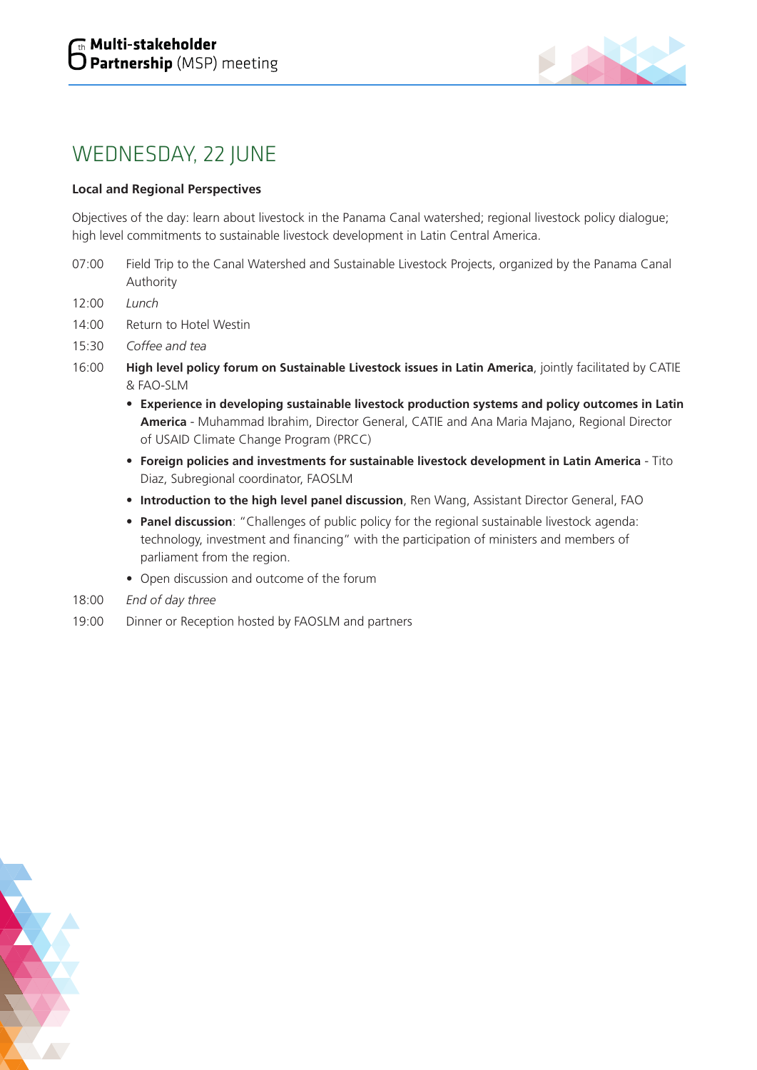# WEDNESDAY, 22 JUNE

**Local and Regional Perspectives**

Objectives of the day: learn about livestock in the Panama Canal watershed; regional livestock policy dialogue; high level commitments to sustainable livestock development in Latin Central America.

07:00 Field Trip to the Canal Watershed and Sustainable Livestock Projects, organized by the Panama Canal Authority

12:00 *Lunch*

14:00 Return to Hotel Westin

15:30 *Coffee and tea*

16:00 **High level policy forum on Sustainable Livestock issues in Latin America**, jointly facilitated by CATIE & FAO-SLM

- **Experience in developing sustainable livestock production systems and policy outcomes in Latin America** - Muhammad Ibrahim, Director General, CATIE and Ana Maria Majano, Regional Director of USAID Climate Change Program (PRCC)
- **Foreign policies and investments for sustainable livestock development in Latin America** - Tito Diaz, Subregional coordinator, FAOSLM
- **Introduction to the high level panel discussion**, Ren Wang, Assistant Director General, FAO
- **Panel discussion**: "Challenges of public policy for the regional sustainable livestock agenda: technology, investment and financing" with the participation of ministers and members of parliament from the region.
- Open discussion and outcome of the forum

18:00 *End of day three*

19:00 Dinner or Reception hosted by FAOSLM and partners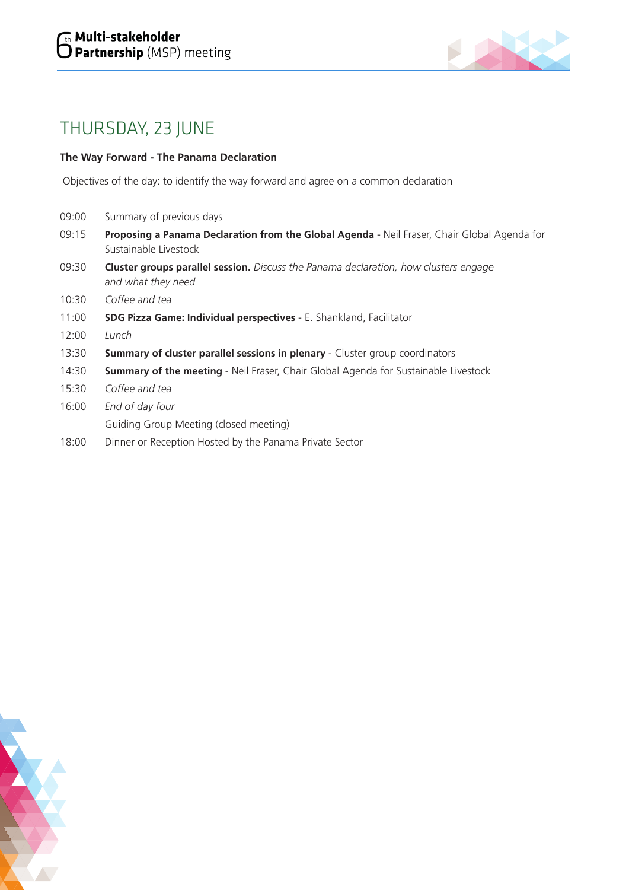# THURSDAY, 23 JUNE

**The Way Forward - The Panama Declaration**

Objectives of the day: to identify the way forward and agree on a common declaration

| | |
|---|---|
| 09:00 | Summary of previous days |
| 09:15 | **Proposing a Panama Declaration from the Global Agenda** - Neil Fraser, Chair Global Agenda for Sustainable Livestock |
| 09:30 | **Cluster groups parallel session.** *Discuss the Panama declaration, how clusters engage and what they need* |
| 10:30 | *Coffee and tea* |
| 11:00 | **SDG Pizza Game: Individual perspectives** - E. Shankland, Facilitator |
| 12:00 | *Lunch* |
| 13:30 | **Summary of cluster parallel sessions in plenary** - Cluster group coordinators |
| 14:30 | **Summary of the meeting** - Neil Fraser, Chair Global Agenda for Sustainable Livestock |
| 15:30 | *Coffee and tea* |
| 16:00 | *End of day four* |
| | Guiding Group Meeting (closed meeting) |
| 18:00 | Dinner or Reception Hosted by the Panama Private Sector |